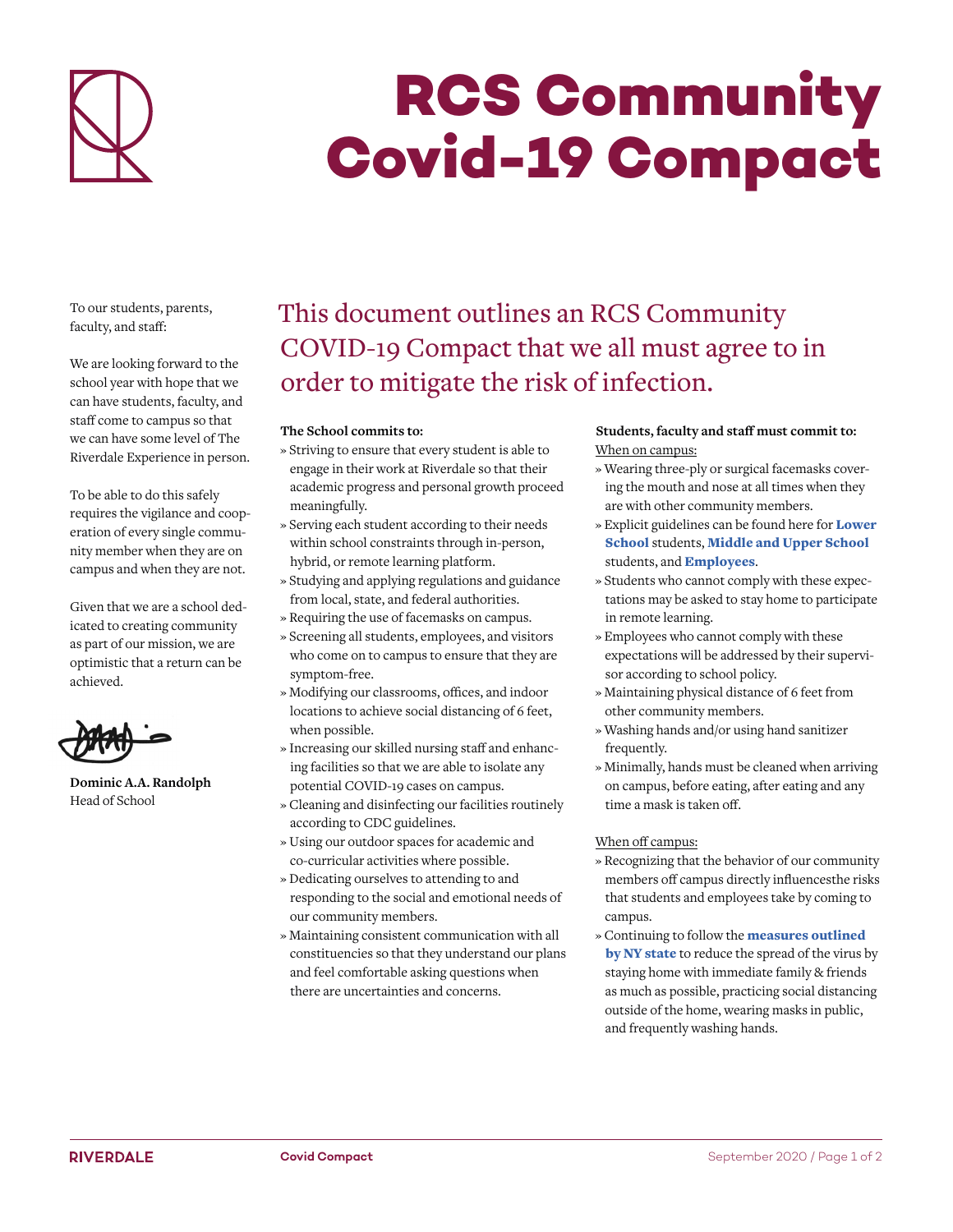# RCS Community Covid-19 Compact

To our students, parents, faculty, and staff:

We are looking forward to the school year with hope that we can have students, faculty, and staff come to campus so that we can have some level of The Riverdale Experience in person.

To be able to do this safely requires the vigilance and cooperation of every single community member when they are on campus and when they are not.

Given that we are a school dedicated to creating community as part of our mission, we are optimistic that a return can be achieved.

**Dominic A.A. Randolph**
Head of School

## This document outlines an RCS Community COVID-19 Compact that we all must agree to in order to mitigate the risk of infection.

**The School commits to:**

- Striving to ensure that every student is able to engage in their work at Riverdale so that their academic progress and personal growth proceed meaningfully.
- Serving each student according to their needs within school constraints through in-person, hybrid, or remote learning platform.
- Studying and applying regulations and guidance from local, state, and federal authorities.
- Requiring the use of facemasks on campus.
- Screening all students, employees, and visitors who come on to campus to ensure that they are symptom-free.
- Modifying our classrooms, offices, and indoor locations to achieve social distancing of 6 feet, when possible.
- Increasing our skilled nursing staff and enhancing facilities so that we are able to isolate any potential COVID-19 cases on campus.
- Cleaning and disinfecting our facilities routinely according to CDC guidelines.
- Using our outdoor spaces for academic and co-curricular activities where possible.
- Dedicating ourselves to attending to and responding to the social and emotional needs of our community members.
- Maintaining consistent communication with all constituencies so that they understand our plans and feel comfortable asking questions when there are uncertainties and concerns.

**Students, faculty and staff must commit to:**

When on campus:

- Wearing three-ply or surgical facemasks covering the mouth and nose at all times when they are with other community members.
- Explicit guidelines can be found here for **Lower School** students, **Middle and Upper School** students, and **Employees**.
- Students who cannot comply with these expectations may be asked to stay home to participate in remote learning.
- Employees who cannot comply with these expectations will be addressed by their supervisor according to school policy.
- Maintaining physical distance of 6 feet from other community members.
- Washing hands and/or using hand sanitizer frequently.
- Minimally, hands must be cleaned when arriving on campus, before eating, after eating and any time a mask is taken off.

When off campus:

- Recognizing that the behavior of our community members off campus directly influencesthe risks that students and employees take by coming to campus.
- Continuing to follow the **measures outlined by NY state** to reduce the spread of the virus by staying home with immediate family & friends as much as possible, practicing social distancing outside of the home, wearing masks in public, and frequently washing hands.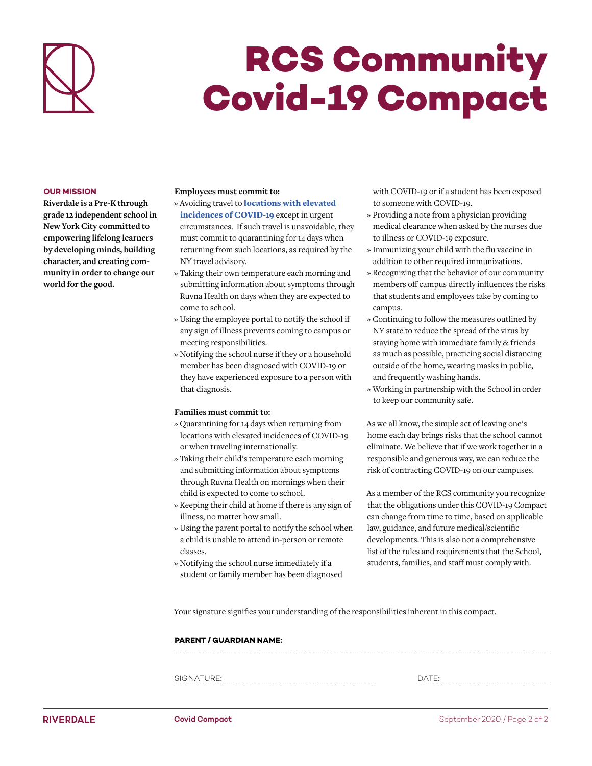# RCS Community Covid-19 Compact

**OUR MISSION**

**Riverdale is a Pre-K through grade 12 independent school in New York City committed to empowering lifelong learners by developing minds, building character, and creating community in order to change our world for the good.**

**Employees must commit to:**

- Avoiding travel to **locations with elevated incidences of COVID-19** except in urgent circumstances. If such travel is unavoidable, they must commit to quarantining for 14 days when returning from such locations, as required by the NY travel advisory.
- Taking their own temperature each morning and submitting information about symptoms through Ruvna Health on days when they are expected to come to school.
- Using the employee portal to notify the school if any sign of illness prevents coming to campus or meeting responsibilities.
- Notifying the school nurse if they or a household member has been diagnosed with COVID-19 or they have experienced exposure to a person with that diagnosis.

**Families must commit to:**

- Quarantining for 14 days when returning from locations with elevated incidences of COVID-19 or when traveling internationally.
- Taking their child's temperature each morning and submitting information about symptoms through Ruvna Health on mornings when their child is expected to come to school.
- Keeping their child at home if there is any sign of illness, no matter how small.
- Using the parent portal to notify the school when a child is unable to attend in-person or remote classes.
- Notifying the school nurse immediately if a student or family member has been diagnosed with COVID-19 or if a student has been exposed to someone with COVID-19.
- Providing a note from a physician providing medical clearance when asked by the nurses due to illness or COVID-19 exposure.
- Immunizing your child with the flu vaccine in addition to other required immunizations.
- Recognizing that the behavior of our community members off campus directly influences the risks that students and employees take by coming to campus.
- Continuing to follow the measures outlined by NY state to reduce the spread of the virus by staying home with immediate family & friends as much as possible, practicing social distancing outside of the home, wearing masks in public, and frequently washing hands.
- Working in partnership with the School in order to keep our community safe.

As we all know, the simple act of leaving one's home each day brings risks that the school cannot eliminate. We believe that if we work together in a responsible and generous way, we can reduce the risk of contracting COVID-19 on our campuses.

As a member of the RCS community you recognize that the obligations under this COVID-19 Compact can change from time to time, based on applicable law, guidance, and future medical/scientific developments. This is also not a comprehensive list of the rules and requirements that the School, students, families, and staff must comply with.

Your signature signifies your understanding of the responsibilities inherent in this compact.

**PARENT / GUARDIAN NAME:** ______________________

SIGNATURE: ______________________ DATE: ____________